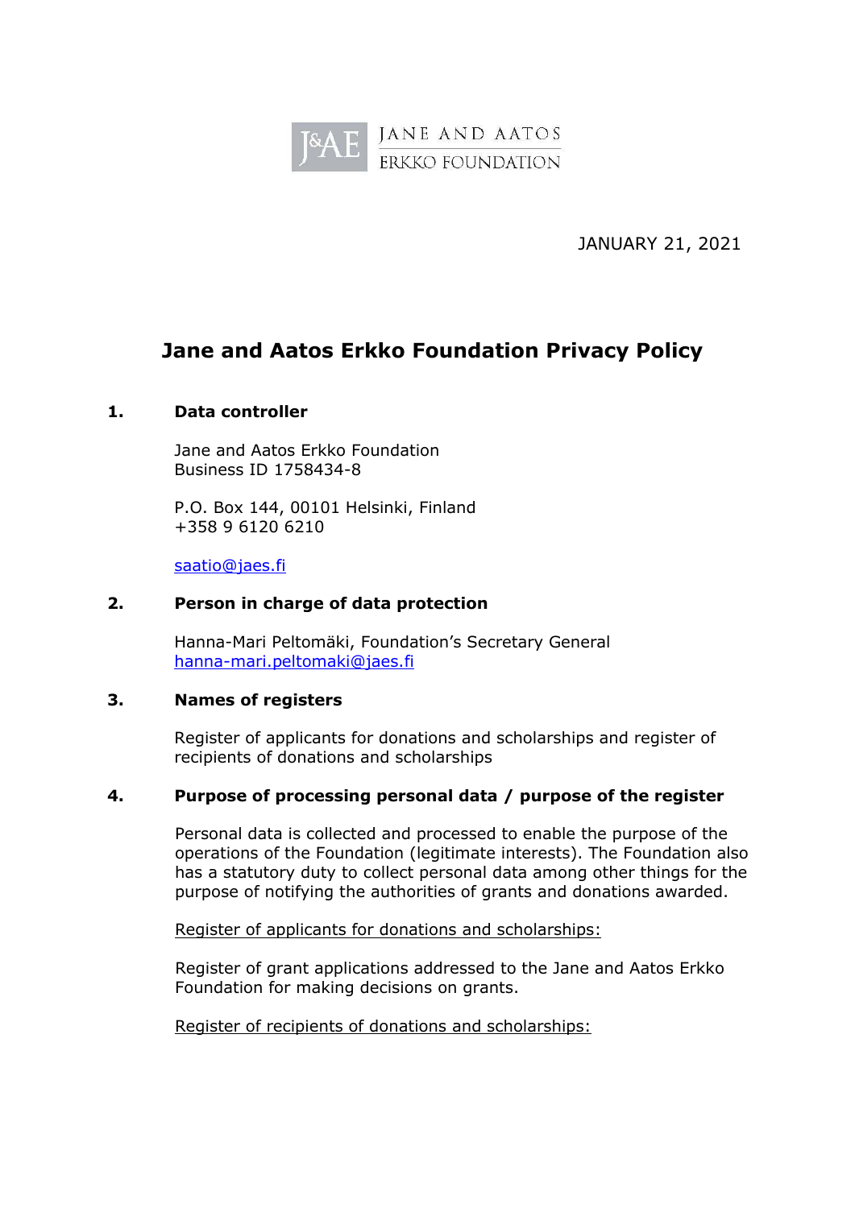JANE AND AATOS ERKKO FOUNDATION

JANUARY 21, 2021

# Jane and Aatos Erkko Foundation Privacy Policy

## 1. Data controller

Jane and Aatos Erkko Foundation
Business ID 1758434-8

P.O. Box 144, 00101 Helsinki, Finland
+358 9 6120 6210

saatio@jaes.fi

## 2. Person in charge of data protection

Hanna-Mari Peltomäki, Foundation's Secretary General
hanna-mari.peltomaki@jaes.fi

## 3. Names of registers

Register of applicants for donations and scholarships and register of recipients of donations and scholarships

## 4. Purpose of processing personal data / purpose of the register

Personal data is collected and processed to enable the purpose of the operations of the Foundation (legitimate interests). The Foundation also has a statutory duty to collect personal data among other things for the purpose of notifying the authorities of grants and donations awarded.

Register of applicants for donations and scholarships:

Register of grant applications addressed to the Jane and Aatos Erkko Foundation for making decisions on grants.

Register of recipients of donations and scholarships: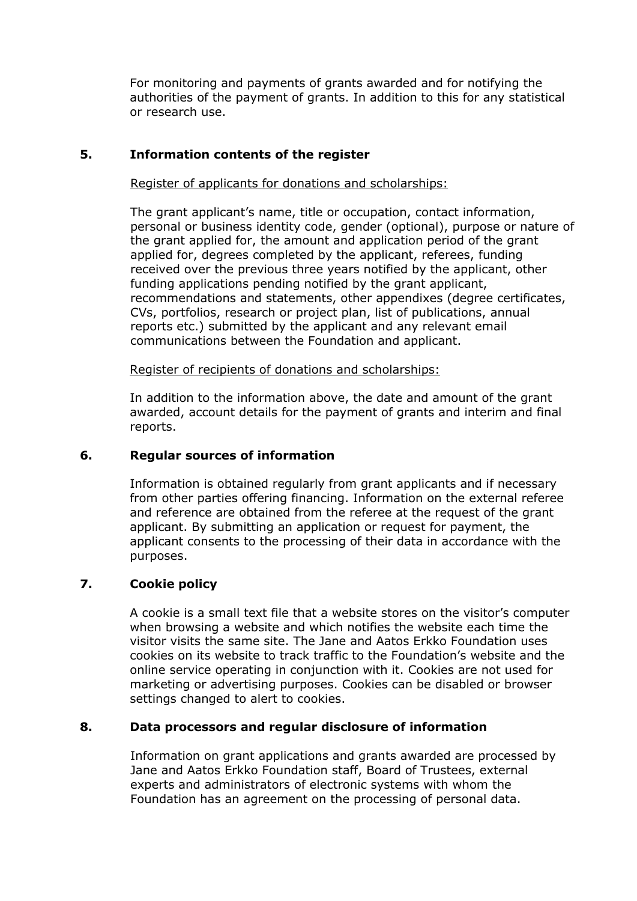For monitoring and payments of grants awarded and for notifying the authorities of the payment of grants. In addition to this for any statistical or research use.

## 5. Information contents of the register

Register of applicants for donations and scholarships:

The grant applicant's name, title or occupation, contact information, personal or business identity code, gender (optional), purpose or nature of the grant applied for, the amount and application period of the grant applied for, degrees completed by the applicant, referees, funding received over the previous three years notified by the applicant, other funding applications pending notified by the grant applicant, recommendations and statements, other appendixes (degree certificates, CVs, portfolios, research or project plan, list of publications, annual reports etc.) submitted by the applicant and any relevant email communications between the Foundation and applicant.

Register of recipients of donations and scholarships:

In addition to the information above, the date and amount of the grant awarded, account details for the payment of grants and interim and final reports.

## 6. Regular sources of information

Information is obtained regularly from grant applicants and if necessary from other parties offering financing. Information on the external referee and reference are obtained from the referee at the request of the grant applicant. By submitting an application or request for payment, the applicant consents to the processing of their data in accordance with the purposes.

## 7. Cookie policy

A cookie is a small text file that a website stores on the visitor's computer when browsing a website and which notifies the website each time the visitor visits the same site. The Jane and Aatos Erkko Foundation uses cookies on its website to track traffic to the Foundation's website and the online service operating in conjunction with it. Cookies are not used for marketing or advertising purposes. Cookies can be disabled or browser settings changed to alert to cookies.

## 8. Data processors and regular disclosure of information

Information on grant applications and grants awarded are processed by Jane and Aatos Erkko Foundation staff, Board of Trustees, external experts and administrators of electronic systems with whom the Foundation has an agreement on the processing of personal data.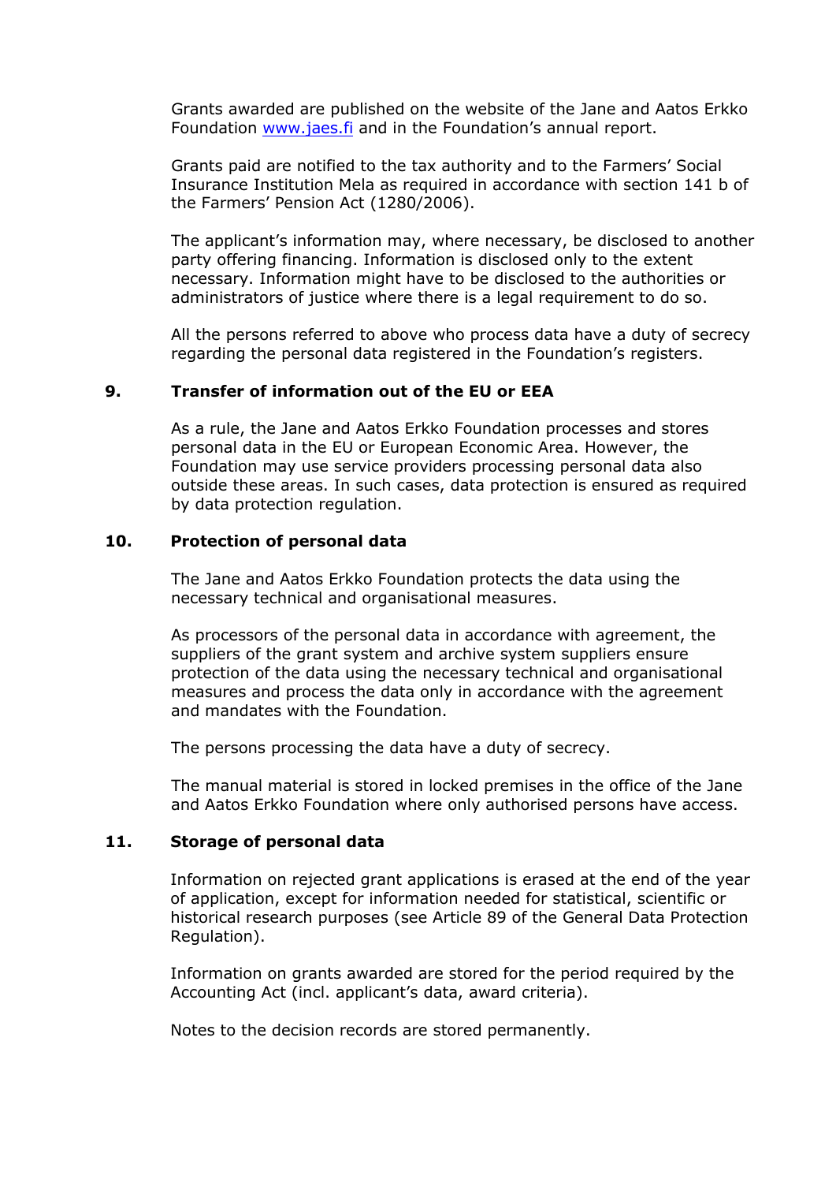Grants awarded are published on the website of the Jane and Aatos Erkko Foundation [www.jaes.fi](http://www.jaes.fi) and in the Foundation's annual report.

Grants paid are notified to the tax authority and to the Farmers' Social Insurance Institution Mela as required in accordance with section 141 b of the Farmers' Pension Act (1280/2006).

The applicant's information may, where necessary, be disclosed to another party offering financing. Information is disclosed only to the extent necessary. Information might have to be disclosed to the authorities or administrators of justice where there is a legal requirement to do so.

All the persons referred to above who process data have a duty of secrecy regarding the personal data registered in the Foundation's registers.

## 9. Transfer of information out of the EU or EEA

As a rule, the Jane and Aatos Erkko Foundation processes and stores personal data in the EU or European Economic Area. However, the Foundation may use service providers processing personal data also outside these areas. In such cases, data protection is ensured as required by data protection regulation.

## 10. Protection of personal data

The Jane and Aatos Erkko Foundation protects the data using the necessary technical and organisational measures.

As processors of the personal data in accordance with agreement, the suppliers of the grant system and archive system suppliers ensure protection of the data using the necessary technical and organisational measures and process the data only in accordance with the agreement and mandates with the Foundation.

The persons processing the data have a duty of secrecy.

The manual material is stored in locked premises in the office of the Jane and Aatos Erkko Foundation where only authorised persons have access.

## 11. Storage of personal data

Information on rejected grant applications is erased at the end of the year of application, except for information needed for statistical, scientific or historical research purposes (see Article 89 of the General Data Protection Regulation).

Information on grants awarded are stored for the period required by the Accounting Act (incl. applicant's data, award criteria).

Notes to the decision records are stored permanently.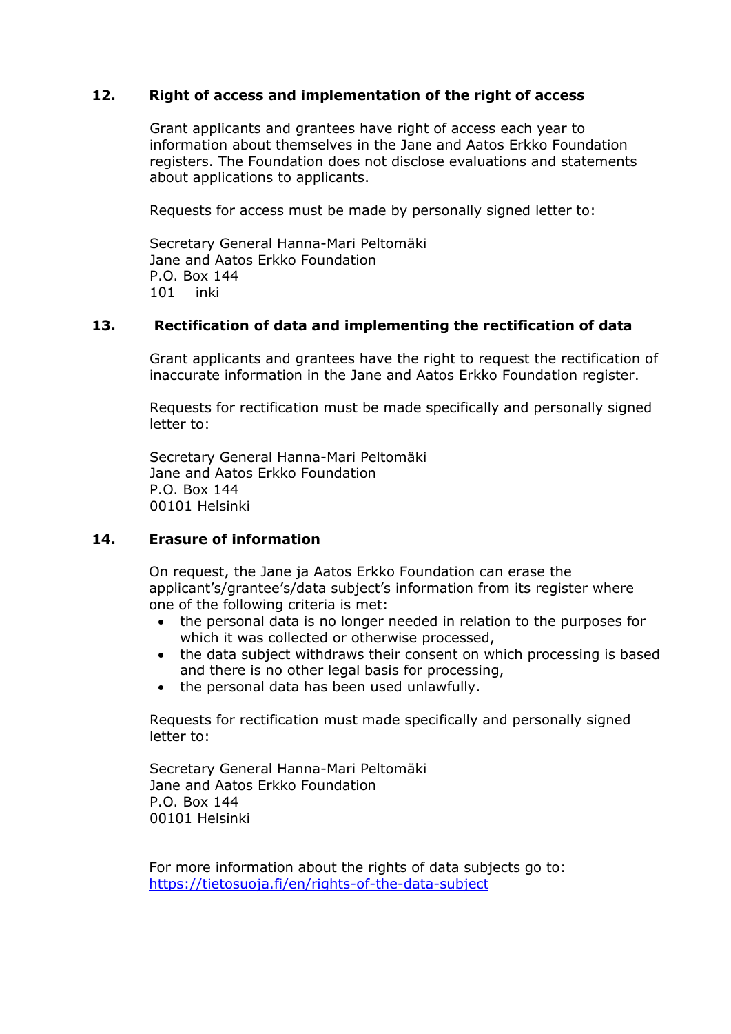## 12. Right of access and implementation of the right of access

Grant applicants and grantees have right of access each year to information about themselves in the Jane and Aatos Erkko Foundation registers. The Foundation does not disclose evaluations and statements about applications to applicants.

Requests for access must be made by personally signed letter to:

Secretary General Hanna-Mari Peltomäki
Jane and Aatos Erkko Foundation
P.O. Box 144
101 inki

## 13. Rectification of data and implementing the rectification of data

Grant applicants and grantees have the right to request the rectification of inaccurate information in the Jane and Aatos Erkko Foundation register.

Requests for rectification must be made specifically and personally signed letter to:

Secretary General Hanna-Mari Peltomäki
Jane and Aatos Erkko Foundation
P.O. Box 144
00101 Helsinki

## 14. Erasure of information

On request, the Jane ja Aatos Erkko Foundation can erase the applicant's/grantee's/data subject's information from its register where one of the following criteria is met:

- the personal data is no longer needed in relation to the purposes for which it was collected or otherwise processed,
- the data subject withdraws their consent on which processing is based and there is no other legal basis for processing,
- the personal data has been used unlawfully.

Requests for rectification must made specifically and personally signed letter to:

Secretary General Hanna-Mari Peltomäki
Jane and Aatos Erkko Foundation
P.O. Box 144
00101 Helsinki

For more information about the rights of data subjects go to:
[https://tietosuoja.fi/en/rights-of-the-data-subject](https://tietosuoja.fi/en/rights-of-the-data-subject)